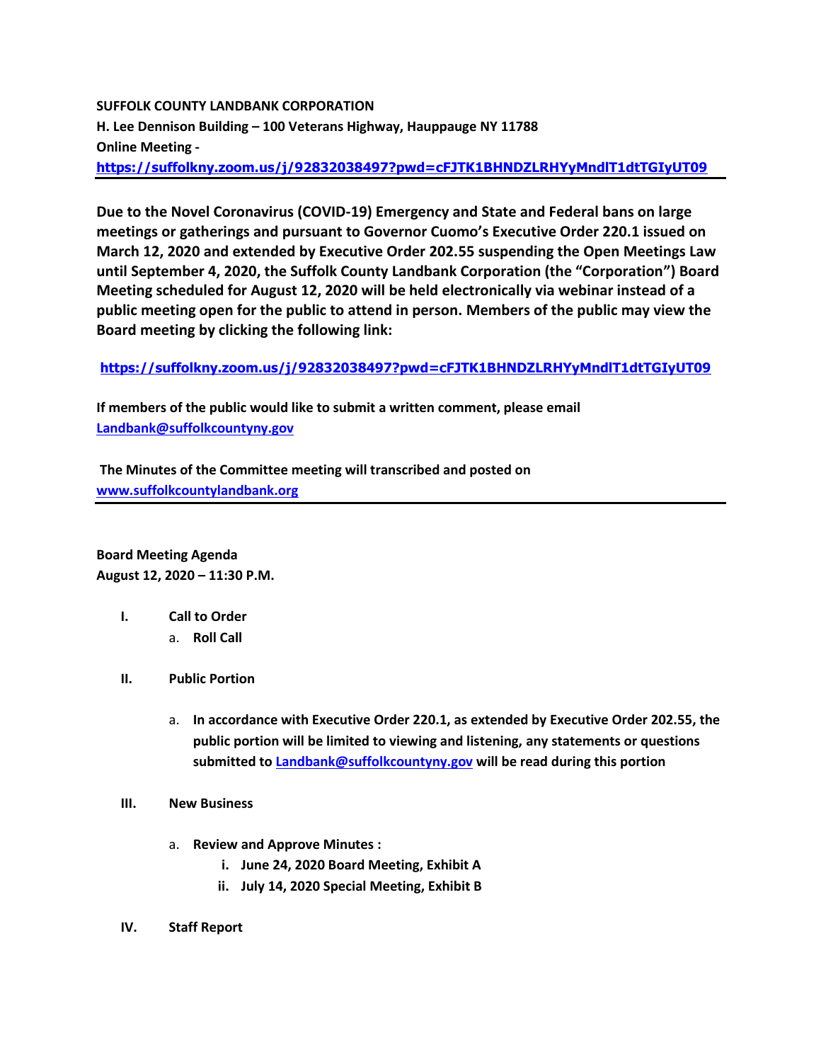**SUFFOLK COUNTY LANDBANK CORPORATION**
**H. Lee Dennison Building – 100 Veterans Highway, Hauppauge NY 11788**
**Online Meeting -**
**https://suffolkny.zoom.us/j/92832038497?pwd=cFJTK1BHNDZLRHYyMndlT1dtTGIyUT09**

---

**Due to the Novel Coronavirus (COVID-19) Emergency and State and Federal bans on large meetings or gatherings and pursuant to Governor Cuomo's Executive Order 220.1 issued on March 12, 2020 and extended by Executive Order 202.55 suspending the Open Meetings Law until September 4, 2020, the Suffolk County Landbank Corporation (the "Corporation") Board Meeting scheduled for August 12, 2020 will be held electronically via webinar instead of a public meeting open for the public to attend in person. Members of the public may view the Board meeting by clicking the following link:**

**https://suffolkny.zoom.us/j/92832038497?pwd=cFJTK1BHNDZLRHYyMndlT1dtTGIyUT09**

**If members of the public would like to submit a written comment, please email Landbank@suffolkcountyny.gov**

**The Minutes of the Committee meeting will transcribed and posted on www.suffolkcountylandbank.org**

---

**Board Meeting Agenda**
**August 12, 2020 – 11:30 P.M.**

I. **Call to Order**
   a. **Roll Call**

II. **Public Portion**

   a. **In accordance with Executive Order 220.1, as extended by Executive Order 202.55, the public portion will be limited to viewing and listening, any statements or questions submitted to Landbank@suffolkcountyny.gov will be read during this portion**

III. **New Business**

   a. **Review and Approve Minutes :**
      i. **June 24, 2020 Board Meeting, Exhibit A**
      ii. **July 14, 2020 Special Meeting, Exhibit B**

IV. **Staff Report**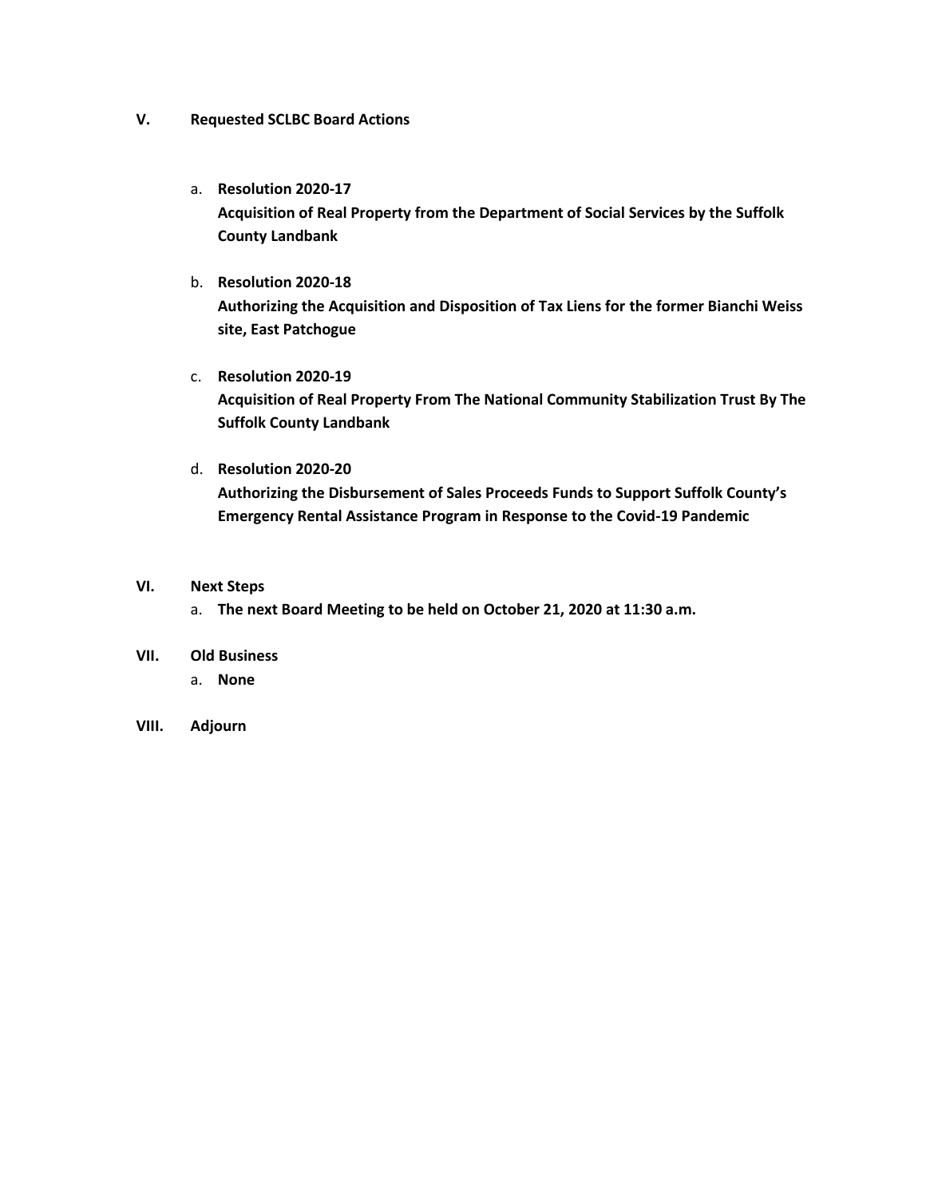## V. Requested SCLBC Board Actions

a. **Resolution 2020-17**
   **Acquisition of Real Property from the Department of Social Services by the Suffolk County Landbank**

b. **Resolution 2020-18**
   **Authorizing the Acquisition and Disposition of Tax Liens for the former Bianchi Weiss site, East Patchogue**

c. **Resolution 2020-19**
   **Acquisition of Real Property From The National Community Stabilization Trust By The Suffolk County Landbank**

d. **Resolution 2020-20**
   **Authorizing the Disbursement of Sales Proceeds Funds to Support Suffolk County's Emergency Rental Assistance Program in Response to the Covid-19 Pandemic**

## VI. Next Steps

a. **The next Board Meeting to be held on October 21, 2020 at 11:30 a.m.**

## VII. Old Business

a. **None**

## VIII. Adjourn